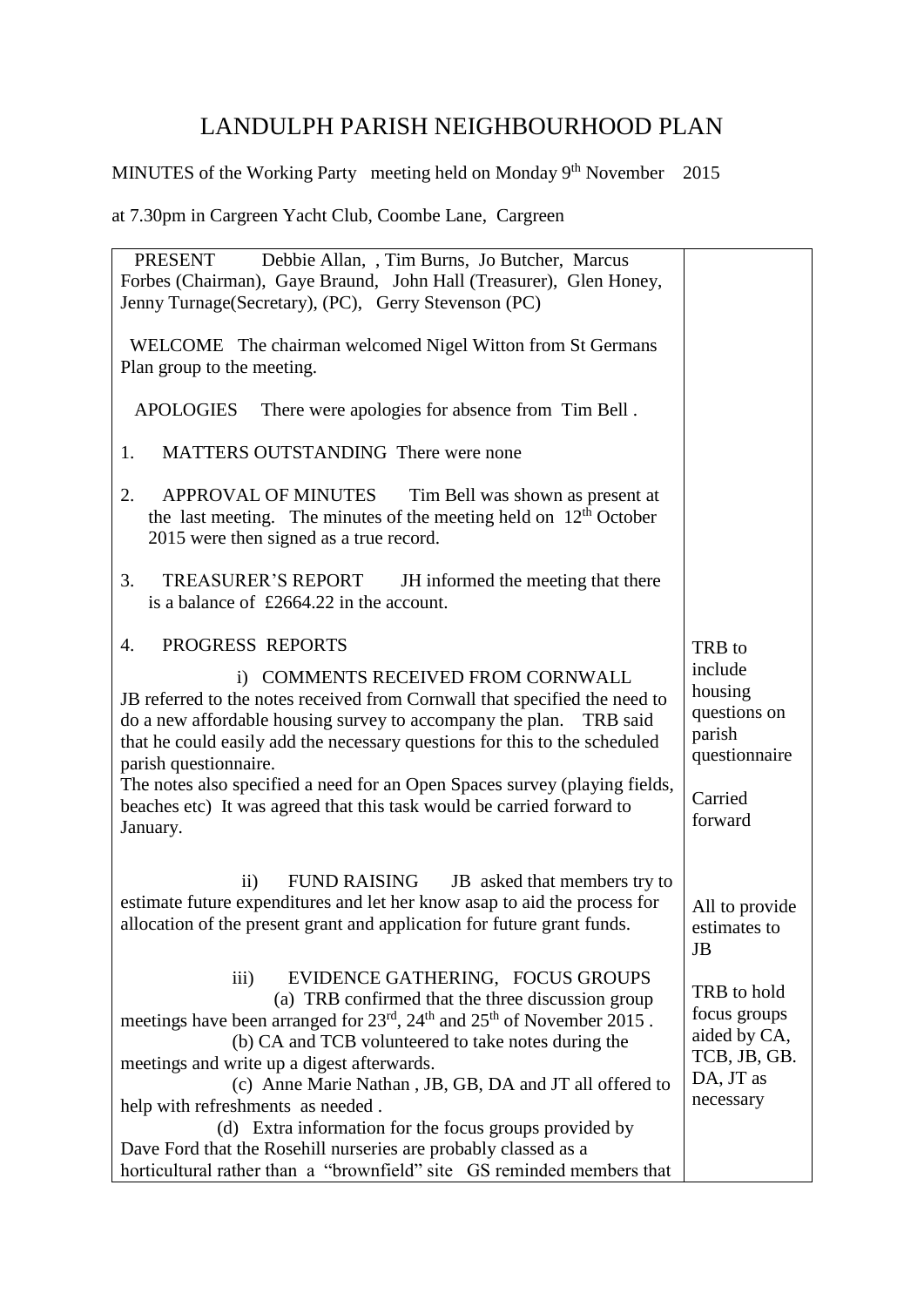# LANDULPH PARISH NEIGHBOURHOOD PLAN

MINUTES of the Working Party meeting held on Monday 9th November 2015

at 7.30pm in Cargreen Yacht Club, Coombe Lane, Cargreen

| | |
|---|---|
| PRESENT Debbie Allan, , Tim Burns, Jo Butcher, Marcus Forbes (Chairman), Gaye Braund, John Hall (Treasurer), Glen Honey, Jenny Turnage(Secretary), (PC), Gerry Stevenson (PC) | |
| WELCOME The chairman welcomed Nigel Witton from St Germans Plan group to the meeting. | |
| APOLOGIES There were apologies for absence from Tim Bell . | |
| 1. MATTERS OUTSTANDING There were none | |
| 2. APPROVAL OF MINUTES Tim Bell was shown as present at the last meeting. The minutes of the meeting held on 12th October 2015 were then signed as a true record. | |
| 3. TREASURER'S REPORT JH informed the meeting that there is a balance of £2664.22 in the account. | |
| 4. PROGRESS REPORTS | |
| i) COMMENTS RECEIVED FROM CORNWALL<br>JB referred to the notes received from Cornwall that specified the need to do a new affordable housing survey to accompany the plan. TRB said that he could easily add the necessary questions for this to the scheduled parish questionnaire. | TRB to include housing questions on parish questionnaire |
| The notes also specified a need for an Open Spaces survey (playing fields, beaches etc) It was agreed that this task would be carried forward to January. | Carried forward |
| ii) FUND RAISING JB asked that members try to estimate future expenditures and let her know asap to aid the process for allocation of the present grant and application for future grant funds. | All to provide estimates to JB |
| iii) EVIDENCE GATHERING, FOCUS GROUPS<br>(a) TRB confirmed that the three discussion group meetings have been arranged for 23rd, 24th and 25th of November 2015 .<br>(b) CA and TCB volunteered to take notes during the meetings and write up a digest afterwards.<br>(c) Anne Marie Nathan , JB, GB, DA and JT all offered to help with refreshments as needed .<br>(d) Extra information for the focus groups provided by Dave Ford that the Rosehill nurseries are probably classed as a horticultural rather than a "brownfield" site GS reminded members that | TRB to hold focus groups aided by CA, TCB, JB, GB. DA, JT as necessary |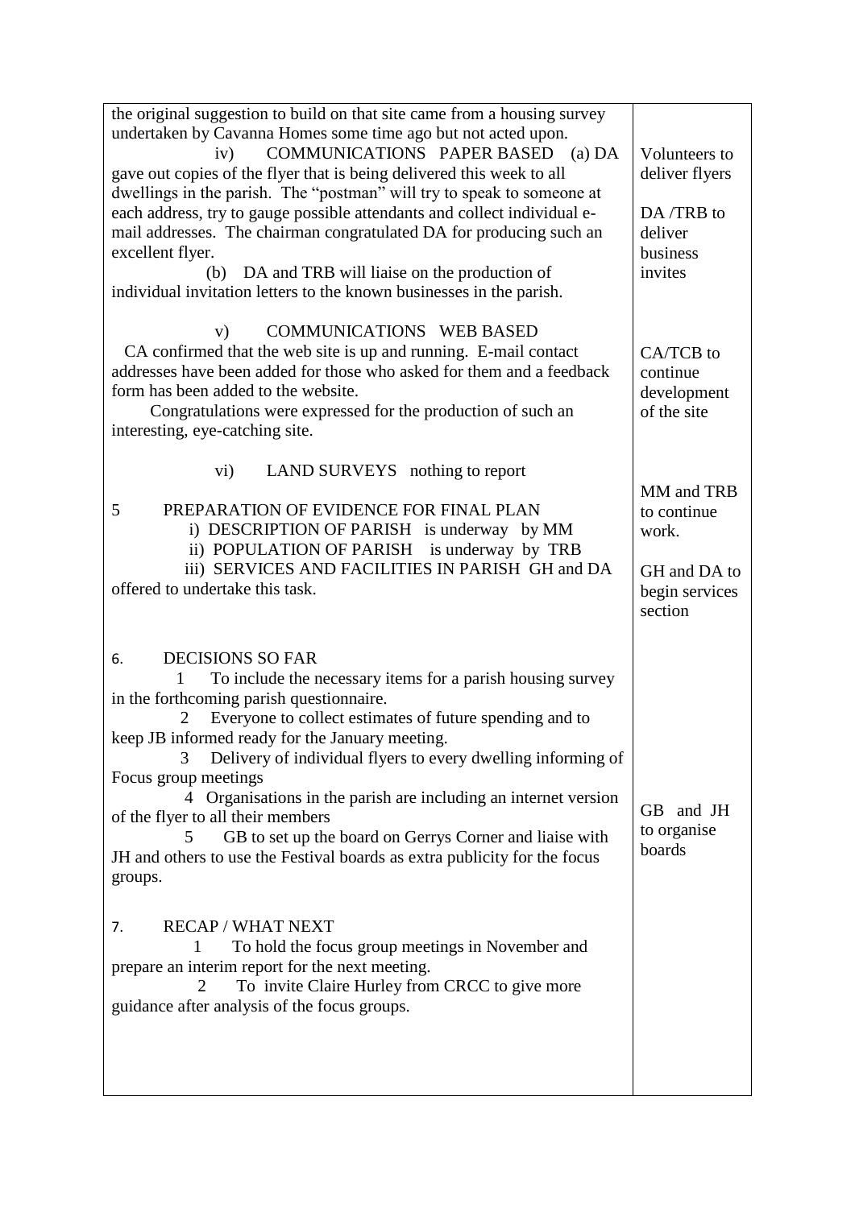| | |
|---|---|
| the original suggestion to build on that site came from a housing survey undertaken by Cavanna Homes some time ago but not acted upon.<br><br>iv) COMMUNICATIONS PAPER BASED (a) DA gave out copies of the flyer that is being delivered this week to all dwellings in the parish. The "postman" will try to speak to someone at each address, try to gauge possible attendants and collect individual e-mail addresses. The chairman congratulated DA for producing such an excellent flyer.<br>(b) DA and TRB will liaise on the production of individual invitation letters to the known businesses in the parish. | Volunteers to deliver flyers<br><br>DA /TRB to deliver business invites |
| v) COMMUNICATIONS WEB BASED<br>CA confirmed that the web site is up and running. E-mail contact addresses have been added for those who asked for them and a feedback form has been added to the website.<br>Congratulations were expressed for the production of such an interesting, eye-catching site. | CA/TCB to continue development of the site |
| vi) LAND SURVEYS nothing to report<br><br>5 PREPARATION OF EVIDENCE FOR FINAL PLAN<br>i) DESCRIPTION OF PARISH is underway by MM<br>ii) POPULATION OF PARISH is underway by TRB<br>iii) SERVICES AND FACILITIES IN PARISH GH and DA offered to undertake this task. | MM and TRB to continue work.<br><br>GH and DA to begin services section |
| 6. DECISIONS SO FAR<br>1 To include the necessary items for a parish housing survey in the forthcoming parish questionnaire.<br>2 Everyone to collect estimates of future spending and to keep JB informed ready for the January meeting.<br>3 Delivery of individual flyers to every dwelling informing of Focus group meetings<br>4 Organisations in the parish are including an internet version of the flyer to all their members<br>5 GB to set up the board on Gerrys Corner and liaise with JH and others to use the Festival boards as extra publicity for the focus groups. | GB and JH to organise boards |
| 7. RECAP / WHAT NEXT<br>1 To hold the focus group meetings in November and prepare an interim report for the next meeting.<br>2 To invite Claire Hurley from CRCC to give more guidance after analysis of the focus groups. | |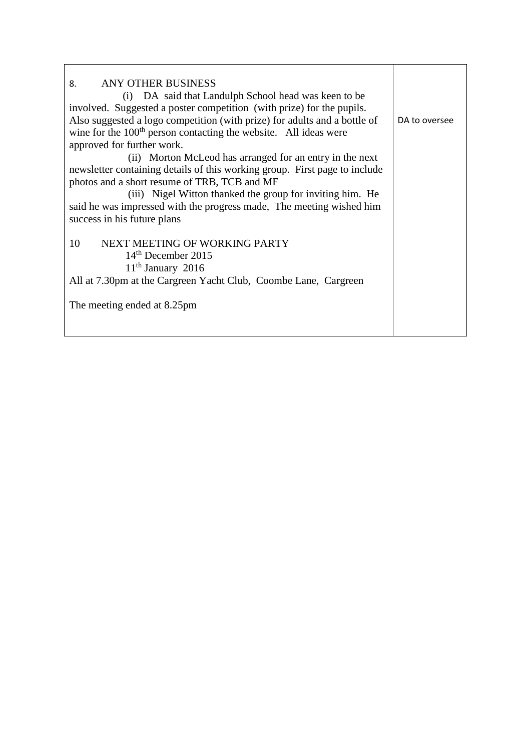| | |
|---|---|
| 8. ANY OTHER BUSINESS<br>(i) DA said that Landulph School head was keen to be involved. Suggested a poster competition (with prize) for the pupils. Also suggested a logo competition (with prize) for adults and a bottle of wine for the 100th person contacting the website. All ideas were approved for further work.<br>(ii) Morton McLeod has arranged for an entry in the next newsletter containing details of this working group. First page to include photos and a short resume of TRB, TCB and MF<br>(iii) Nigel Witton thanked the group for inviting him. He said he was impressed with the progress made, The meeting wished him success in his future plans<br><br>10 NEXT MEETING OF WORKING PARTY<br>14th December 2015<br>11th January 2016<br>All at 7.30pm at the Cargreen Yacht Club, Coombe Lane, Cargreen<br><br>The meeting ended at 8.25pm | DA to oversee |